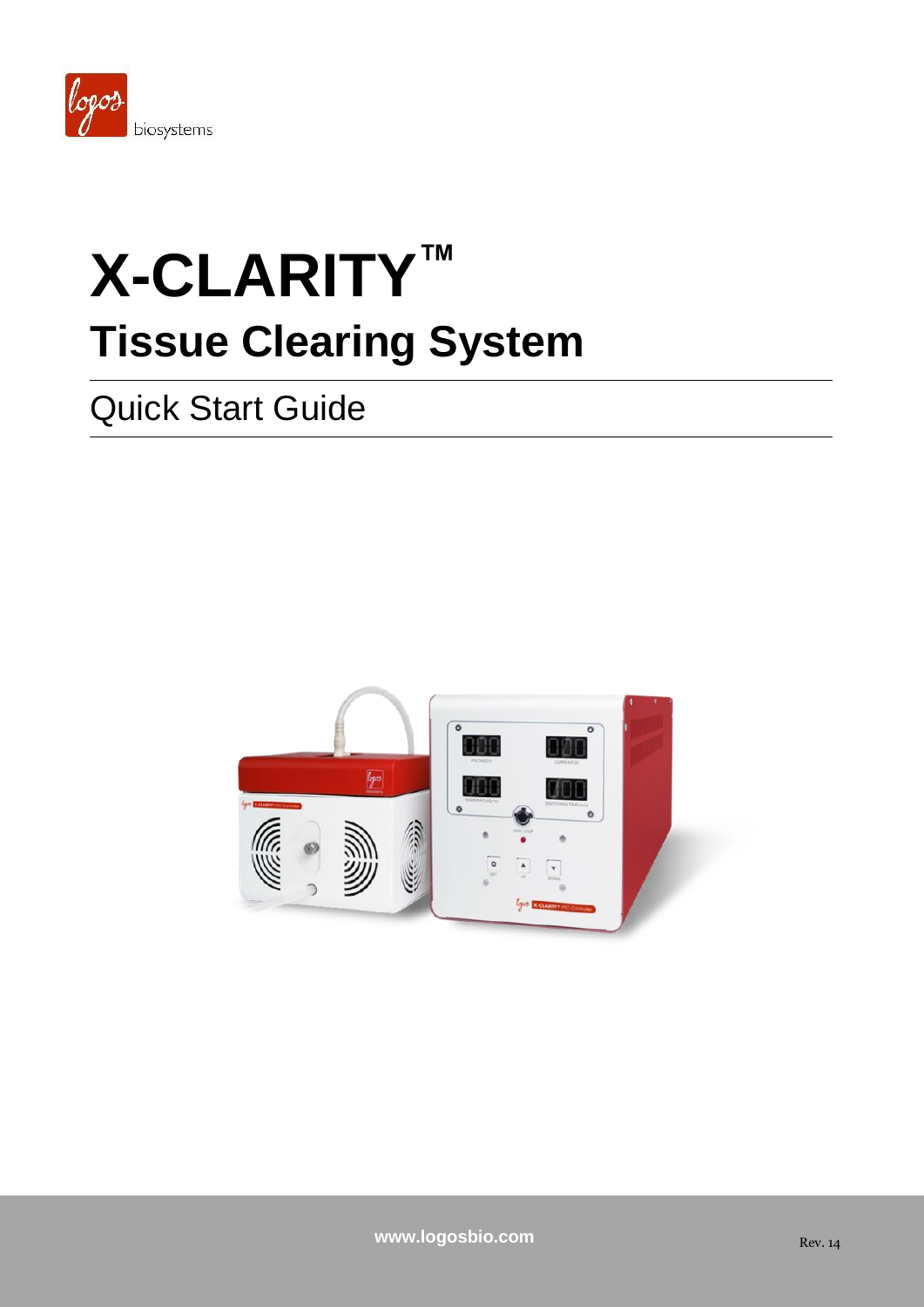# X-CLARITY™

## Tissue Clearing System

Quick Start Guide

www.logosbio.com

Rev. 14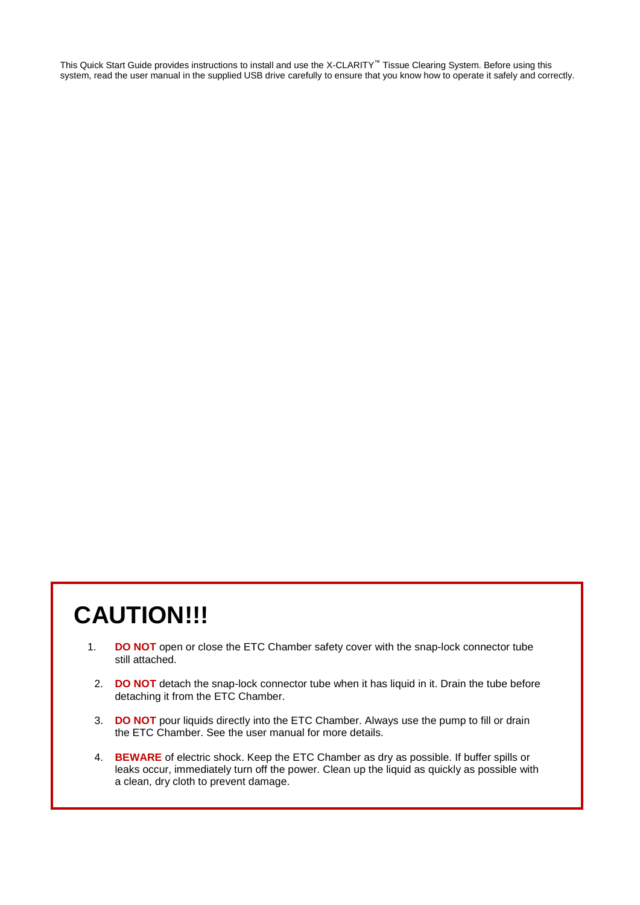This Quick Start Guide provides instructions to install and use the X-CLARITY™ Tissue Clearing System. Before using this system, read the user manual in the supplied USB drive carefully to ensure that you know how to operate it safely and correctly.

# CAUTION!!!

1. **DO NOT** open or close the ETC Chamber safety cover with the snap-lock connector tube still attached.
2. **DO NOT** detach the snap-lock connector tube when it has liquid in it. Drain the tube before detaching it from the ETC Chamber.
3. **DO NOT** pour liquids directly into the ETC Chamber. Always use the pump to fill or drain the ETC Chamber. See the user manual for more details.
4. **BEWARE** of electric shock. Keep the ETC Chamber as dry as possible. If buffer spills or leaks occur, immediately turn off the power. Clean up the liquid as quickly as possible with a clean, dry cloth to prevent damage.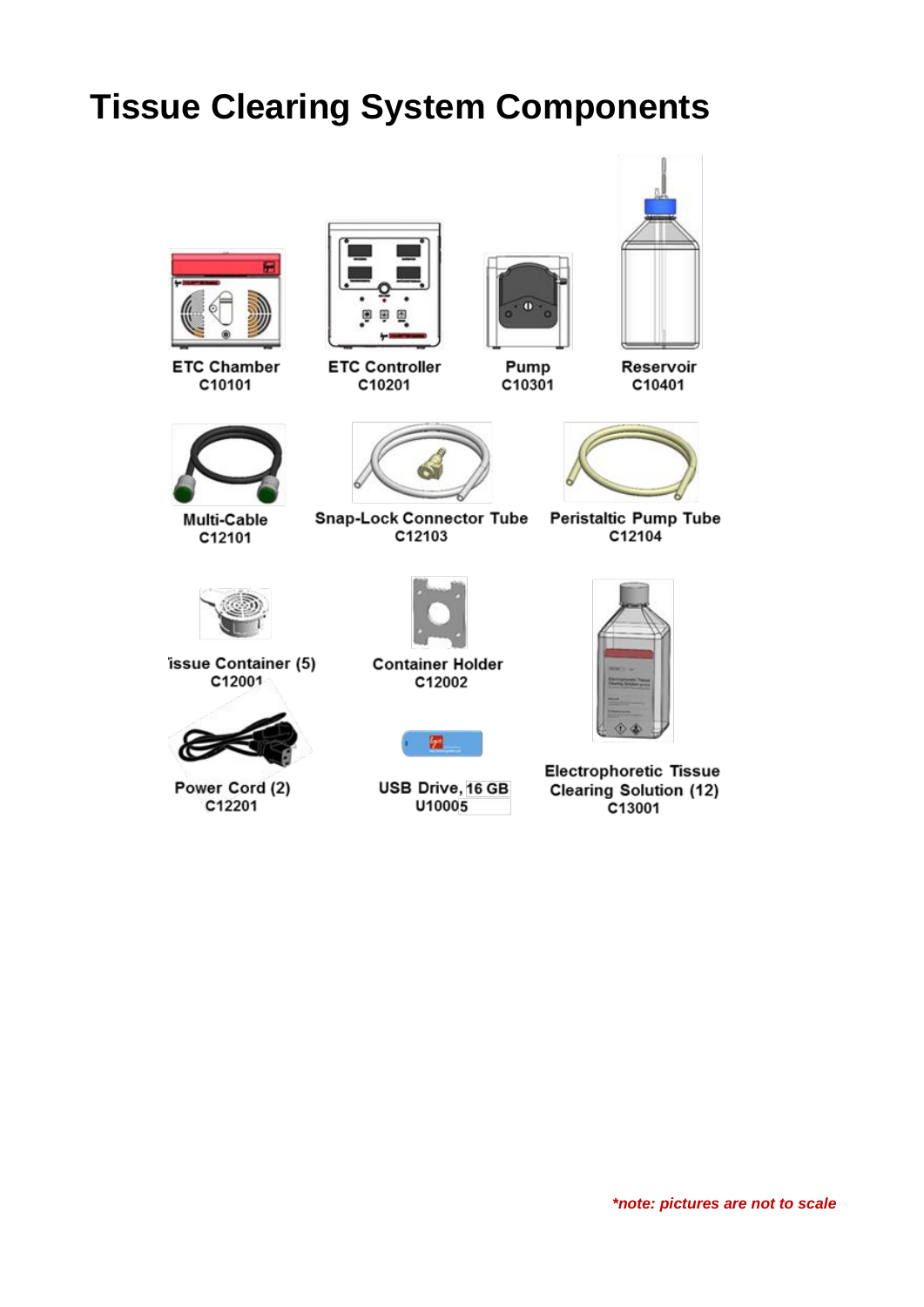# Tissue Clearing System Components

ETC Chamber
C10101

ETC Controller
C10201

Pump
C10301

Reservoir
C10401

Multi-Cable
C12101

Snap-Lock Connector Tube
C12103

Peristaltic Pump Tube
C12104

Tissue Container (5)
C12001

Container Holder
C12002

Power Cord (2)
C12201

USB Drive, 16 GB
U10005

Electrophoretic Tissue Clearing Solution (12)
C13001

*note: pictures are not to scale*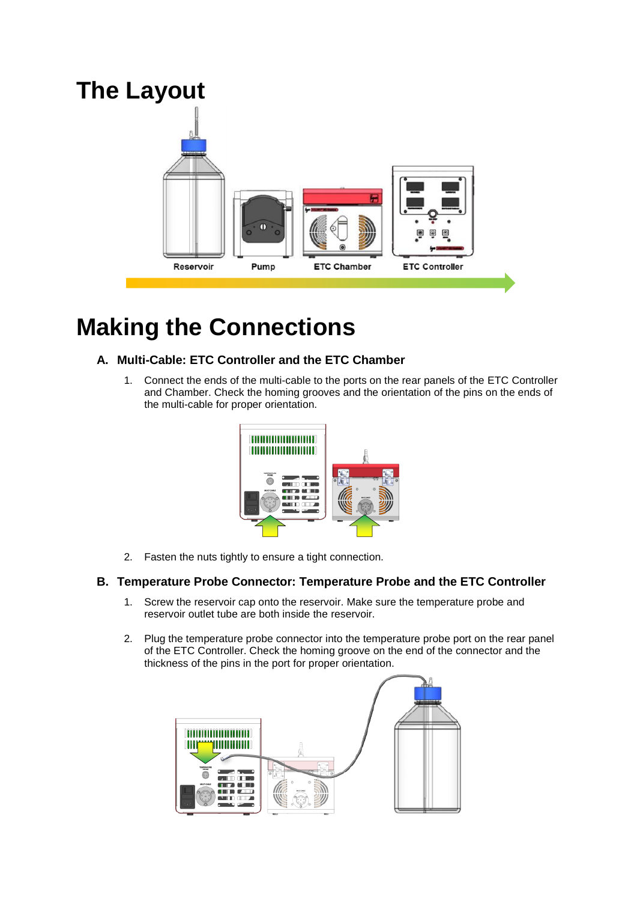# The Layout

Reservoir Pump ETC Chamber ETC Controller

# Making the Connections

### A. Multi-Cable: ETC Controller and the ETC Chamber

1. Connect the ends of the multi-cable to the ports on the rear panels of the ETC Controller and Chamber. Check the homing grooves and the orientation of the pins on the ends of the multi-cable for proper orientation.

2. Fasten the nuts tightly to ensure a tight connection.

### B. Temperature Probe Connector: Temperature Probe and the ETC Controller

1. Screw the reservoir cap onto the reservoir. Make sure the temperature probe and reservoir outlet tube are both inside the reservoir.

2. Plug the temperature probe connector into the temperature probe port on the rear panel of the ETC Controller. Check the homing groove on the end of the connector and the thickness of the pins in the port for proper orientation.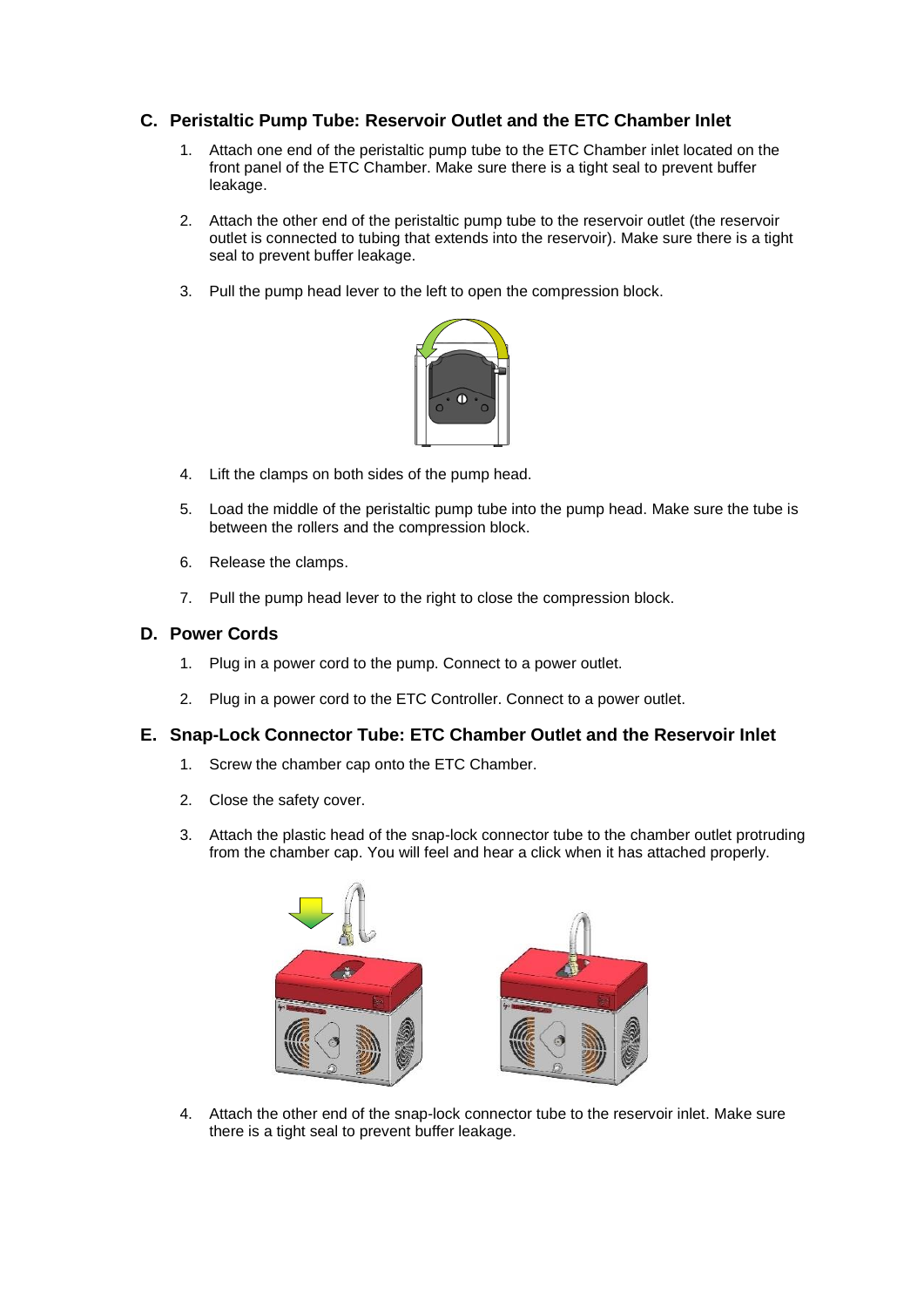## C. Peristaltic Pump Tube: Reservoir Outlet and the ETC Chamber Inlet

1. Attach one end of the peristaltic pump tube to the ETC Chamber inlet located on the front panel of the ETC Chamber. Make sure there is a tight seal to prevent buffer leakage.

2. Attach the other end of the peristaltic pump tube to the reservoir outlet (the reservoir outlet is connected to tubing that extends into the reservoir). Make sure there is a tight seal to prevent buffer leakage.

3. Pull the pump head lever to the left to open the compression block.

4. Lift the clamps on both sides of the pump head.

5. Load the middle of the peristaltic pump tube into the pump head. Make sure the tube is between the rollers and the compression block.

6. Release the clamps.

7. Pull the pump head lever to the right to close the compression block.

## D. Power Cords

1. Plug in a power cord to the pump. Connect to a power outlet.

2. Plug in a power cord to the ETC Controller. Connect to a power outlet.

## E. Snap-Lock Connector Tube: ETC Chamber Outlet and the Reservoir Inlet

1. Screw the chamber cap onto the ETC Chamber.

2. Close the safety cover.

3. Attach the plastic head of the snap-lock connector tube to the chamber outlet protruding from the chamber cap. You will feel and hear a click when it has attached properly.

4. Attach the other end of the snap-lock connector tube to the reservoir inlet. Make sure there is a tight seal to prevent buffer leakage.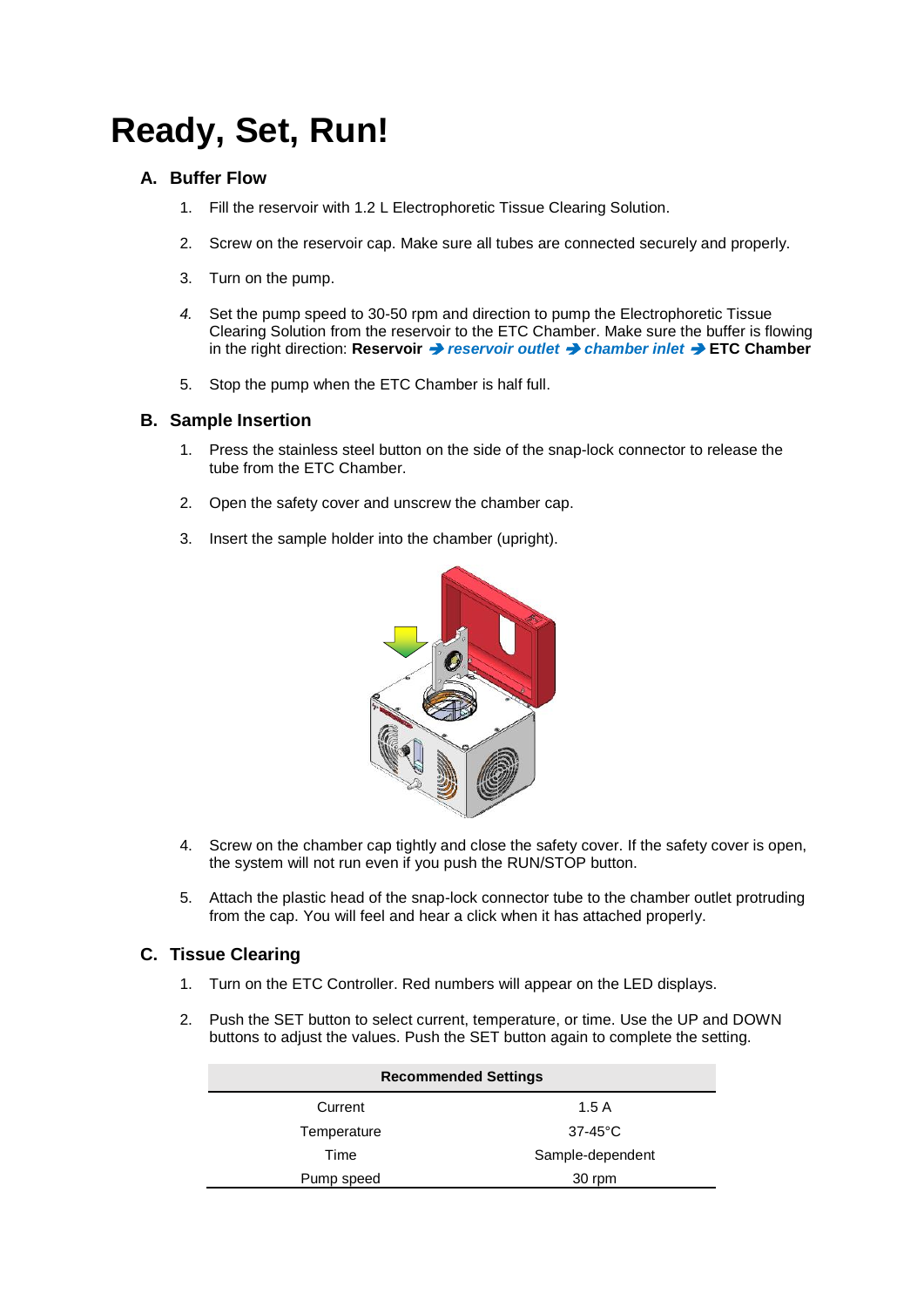# Ready, Set, Run!

## A. Buffer Flow

1. Fill the reservoir with 1.2 L Electrophoretic Tissue Clearing Solution.
2. Screw on the reservoir cap. Make sure all tubes are connected securely and properly.
3. Turn on the pump.
4. Set the pump speed to 30-50 rpm and direction to pump the Electrophoretic Tissue Clearing Solution from the reservoir to the ETC Chamber. Make sure the buffer is flowing in the right direction: **Reservoir** ➔ ***reservoir outlet*** ➔ ***chamber inlet*** ➔ **ETC Chamber**
5. Stop the pump when the ETC Chamber is half full.

## B. Sample Insertion

1. Press the stainless steel button on the side of the snap-lock connector to release the tube from the ETC Chamber.
2. Open the safety cover and unscrew the chamber cap.
3. Insert the sample holder into the chamber (upright).
4. Screw on the chamber cap tightly and close the safety cover. If the safety cover is open, the system will not run even if you push the RUN/STOP button.
5. Attach the plastic head of the snap-lock connector tube to the chamber outlet protruding from the cap. You will feel and hear a click when it has attached properly.

## C. Tissue Clearing

1. Turn on the ETC Controller. Red numbers will appear on the LED displays.
2. Push the SET button to select current, temperature, or time. Use the UP and DOWN buttons to adjust the values. Push the SET button again to complete the setting.

| **Recommended Settings** | |
|---|---|
| Current | 1.5 A |
| Temperature | 37-45°C |
| Time | Sample-dependent |
| Pump speed | 30 rpm |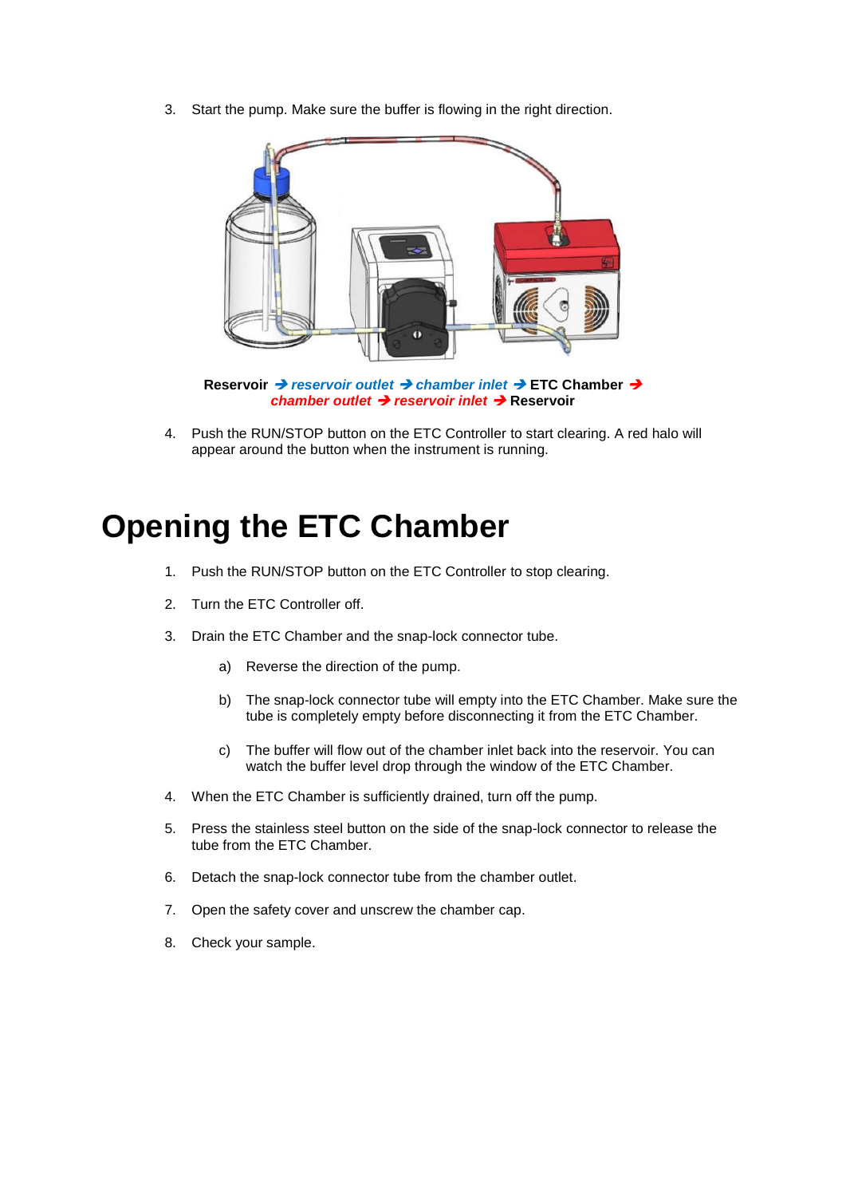3. Start the pump. Make sure the buffer is flowing in the right direction.

**Reservoir** → ***reservoir outlet*** → ***chamber inlet*** → **ETC Chamber** → ***chamber outlet*** → ***reservoir inlet*** → **Reservoir**

4. Push the RUN/STOP button on the ETC Controller to start clearing. A red halo will appear around the button when the instrument is running.

# Opening the ETC Chamber

1. Push the RUN/STOP button on the ETC Controller to stop clearing.
2. Turn the ETC Controller off.
3. Drain the ETC Chamber and the snap-lock connector tube.
   a) Reverse the direction of the pump.
   b) The snap-lock connector tube will empty into the ETC Chamber. Make sure the tube is completely empty before disconnecting it from the ETC Chamber.
   c) The buffer will flow out of the chamber inlet back into the reservoir. You can watch the buffer level drop through the window of the ETC Chamber.
4. When the ETC Chamber is sufficiently drained, turn off the pump.
5. Press the stainless steel button on the side of the snap-lock connector to release the tube from the ETC Chamber.
6. Detach the snap-lock connector tube from the chamber outlet.
7. Open the safety cover and unscrew the chamber cap.
8. Check your sample.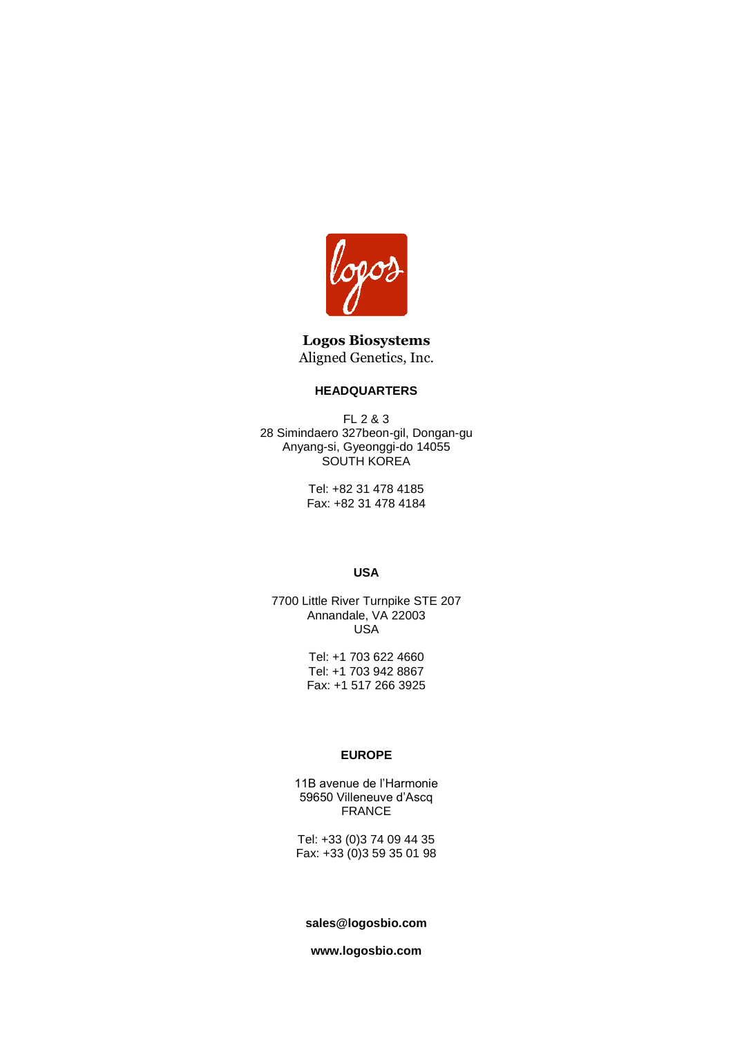**Logos Biosystems**
Aligned Genetics, Inc.

**HEADQUARTERS**

FL 2 & 3
28 Simindaero 327beon-gil, Dongan-gu
Anyang-si, Gyeonggi-do 14055
SOUTH KOREA

Tel: +82 31 478 4185
Fax: +82 31 478 4184

**USA**

7700 Little River Turnpike STE 207
Annandale, VA 22003
USA

Tel: +1 703 622 4660
Tel: +1 703 942 8867
Fax: +1 517 266 3925

**EUROPE**

11B avenue de l'Harmonie
59650 Villeneuve d'Ascq
FRANCE

Tel: +33 (0)3 74 09 44 35
Fax: +33 (0)3 59 35 01 98

**sales@logosbio.com**

**www.logosbio.com**